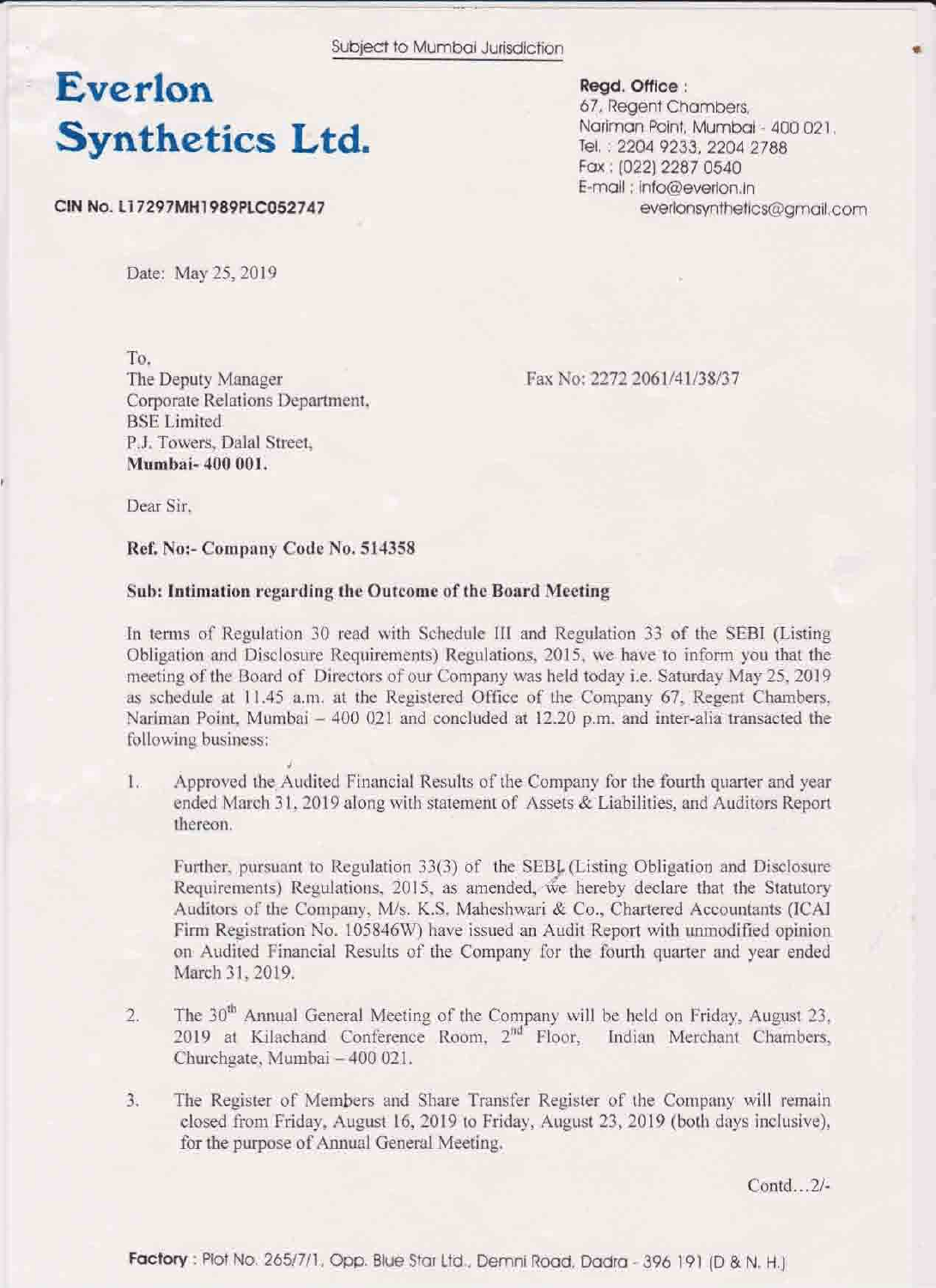Subject to Mumbai Jurisdiction

# Everlon Synthetics Ltd.

**CIN No. L17297MH1989PLC052747**

**Regd. Office :**
67, Regent Chambers,
Nariman Point, Mumbai - 400 021.
Tel. : 2204 9233, 2204 2788
Fax : (022) 2287 0540
E-mail : info@everlon.in
everlonsynthetics@gmail.com

Date: May 25, 2019

To,
The Deputy Manager
Corporate Relations Department,
BSE Limited
P.J. Towers, Dalal Street,
**Mumbai- 400 001.**

Fax No: 2272 2061/41/38/37

Dear Sir,

**Ref. No:- Company Code No. 514358**

**Sub: Intimation regarding the Outcome of the Board Meeting**

In terms of Regulation 30 read with Schedule III and Regulation 33 of the SEBI (Listing Obligation and Disclosure Requirements) Regulations, 2015, we have to inform you that the meeting of the Board of Directors of our Company was held today i.e. Saturday May 25, 2019 as schedule at 11.45 a.m. at the Registered Office of the Company 67, Regent Chambers, Nariman Point, Mumbai – 400 021 and concluded at 12.20 p.m. and inter-alia transacted the following business:

1. Approved the Audited Financial Results of the Company for the fourth quarter and year ended March 31, 2019 along with statement of Assets & Liabilities, and Auditors Report thereon.

   Further, pursuant to Regulation 33(3) of the SEBI (Listing Obligation and Disclosure Requirements) Regulations, 2015, as amended, we hereby declare that the Statutory Auditors of the Company, M/s. K.S. Maheshwari & Co., Chartered Accountants (ICAI Firm Registration No. 105846W) have issued an Audit Report with unmodified opinion on Audited Financial Results of the Company for the fourth quarter and year ended March 31, 2019.

2. The 30th Annual General Meeting of the Company will be held on Friday, August 23, 2019 at Kilachand Conference Room, 2nd Floor, Indian Merchant Chambers, Churchgate, Mumbai – 400 021.

3. The Register of Members and Share Transfer Register of the Company will remain closed from Friday, August 16, 2019 to Friday, August 23, 2019 (both days inclusive), for the purpose of Annual General Meeting.

Contd…2/-

**Factory** : Plot No. 265/7/1, Opp. Blue Star Ltd., Demni Road, Dadra - 396 191 (D & N. H.)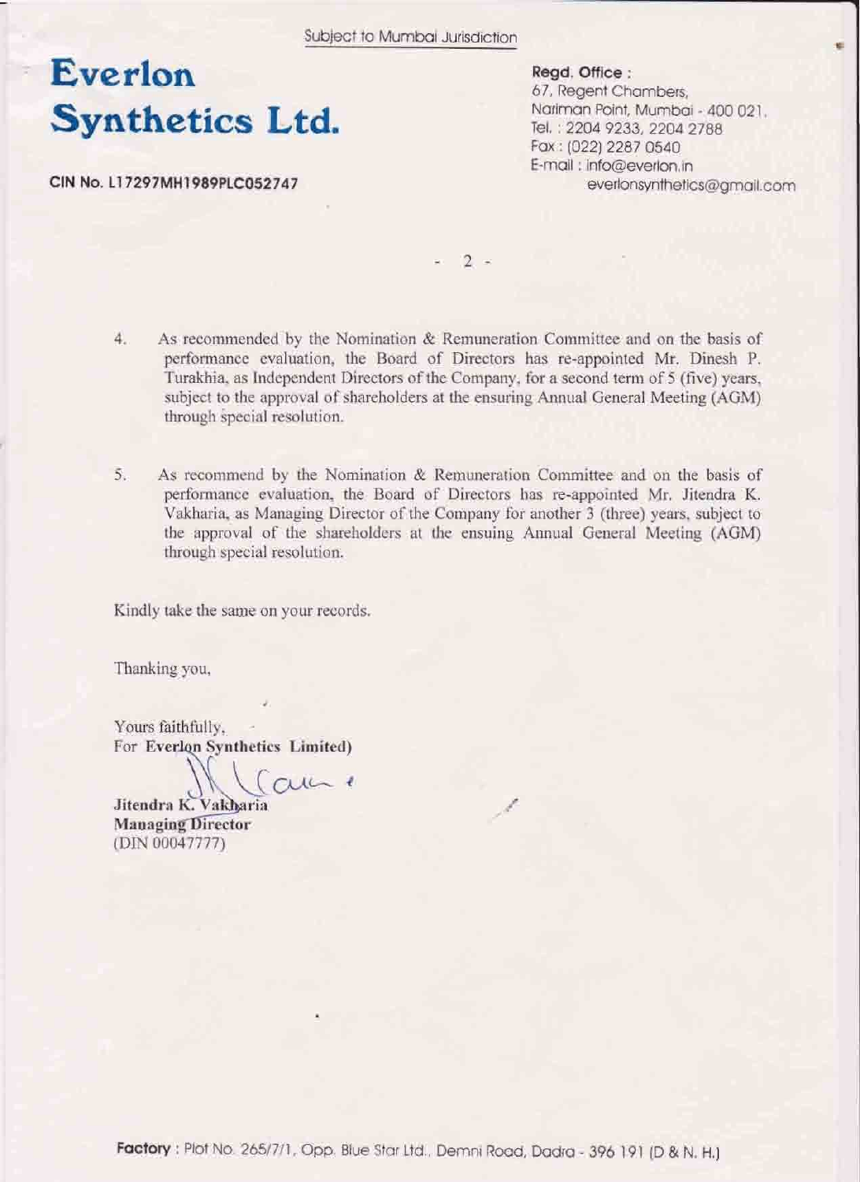Subject to Mumbai Jurisdiction

# Everlon Synthetics Ltd.

**CIN No. L17297MH1989PLC052747**

**Regd. Office :**
67, Regent Chambers,
Nariman Point, Mumbai - 400 021.
Tel. : 2204 9233, 2204 2788
Fax : (022) 2287 0540
E-mail : info@everlon.in
everlonsynthetics@gmail.com

4. As recommended by the Nomination & Remuneration Committee and on the basis of performance evaluation, the Board of Directors has re-appointed Mr. Dinesh P. Turakhia, as Independent Directors of the Company, for a second term of 5 (five) years, subject to the approval of shareholders at the ensuring Annual General Meeting (AGM) through special resolution.

5. As recommend by the Nomination & Remuneration Committee and on the basis of performance evaluation, the Board of Directors has re-appointed Mr. Jitendra K. Vakharia, as Managing Director of the Company for another 3 (three) years, subject to the approval of the shareholders at the ensuing Annual General Meeting (AGM) through special resolution.

Kindly take the same on your records.

Thanking you,

Yours faithfully,
For **Everlon Synthetics Limited)**

**Jitendra K. Vakharia**
**Managing Director**
(DIN 00047777)

**Factory** : Plot No. 265/7/1, Opp. Blue Star Ltd., Demni Road, Dadra - 396 191 (D & N. H.)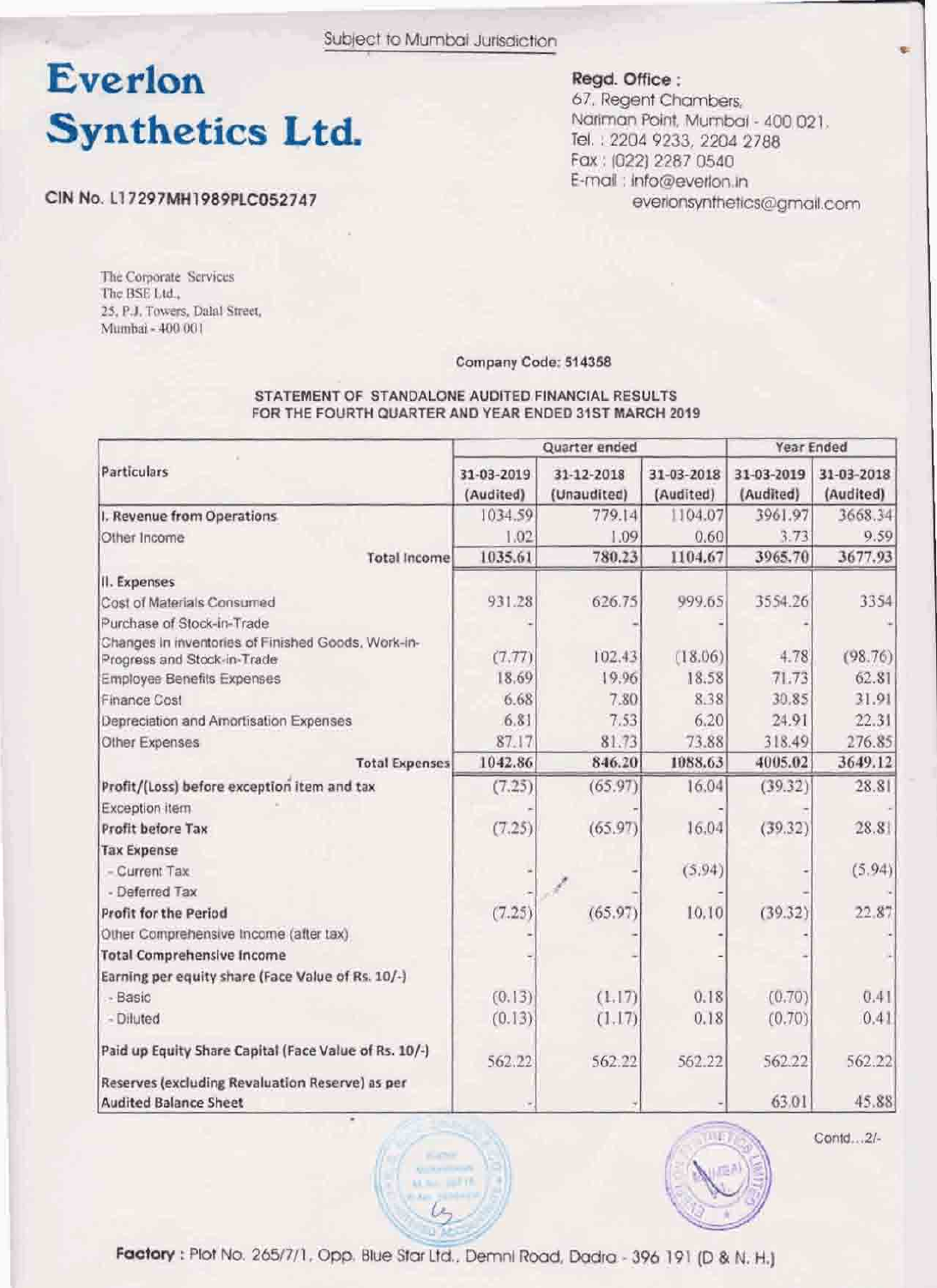Subject to Mumbai Jurisdiction

# Everlon Synthetics Ltd.

**CIN No. L17297MH1989PLC052747**

**Regd. Office :**
67, Regent Chambers,
Nariman Point, Mumbai - 400 021.
Tel. : 2204 9233, 2204 2788
Fax : (022) 2287 0540
E-mail : info@everlon.in
everlonsynthetics@gmail.com

The Corporate Services
The BSE Ltd.,
25, P.J. Towers, Dalal Street,
Mumbai - 400 001

Company Code: 514358

**STATEMENT OF STANDALONE AUDITED FINANCIAL RESULTS FOR THE FOURTH QUARTER AND YEAR ENDED 31ST MARCH 2019**

| Particulars | Quarter ended | | | Year Ended | |
|---|---|---|---|---|---|
| | 31-03-2019 (Audited) | 31-12-2018 (Unaudited) | 31-03-2018 (Audited) | 31-03-2019 (Audited) | 31-03-2018 (Audited) |
| **I. Revenue from Operations** | 1034.59 | 779.14 | 1104.07 | 3961.97 | 3668.34 |
| Other Income | 1.02 | 1.09 | 0.60 | 3.73 | 9.59 |
| **Total Income** | 1035.61 | 780.23 | 1104.67 | 3965.70 | 3677.93 |
| **II. Expenses** | | | | | |
| Cost of Materials Consumed | 931.28 | 626.75 | 999.65 | 3554.26 | 3354 |
| Purchase of Stock-in-Trade | - | - | - | - | - |
| Changes in inventories of Finished Goods, Work-in-Progress and Stock-in-Trade | (7.77) | 102.43 | (18.06) | 4.78 | (98.76) |
| Employee Benefits Expenses | 18.69 | 19.96 | 18.58 | 71.73 | 62.81 |
| Finance Cost | 6.68 | 7.80 | 8.38 | 30.85 | 31.91 |
| Depreciation and Amortisation Expenses | 6.81 | 7.53 | 6.20 | 24.91 | 22.31 |
| Other Expenses | 87.17 | 81.73 | 73.88 | 318.49 | 276.85 |
| **Total Expenses** | 1042.86 | 846.20 | 1088.63 | 4005.02 | 3649.12 |
| **Profit/(Loss) before exception item and tax** | (7.25) | (65.97) | 16.04 | (39.32) | 28.81 |
| Exception item | - | - | - | - | - |
| **Profit before Tax** | (7.25) | (65.97) | 16.04 | (39.32) | 28.81 |
| **Tax Expense** | | | | | |
| - Current Tax | - | - | (5.94) | - | (5.94) |
| - Deferred Tax | - | - | - | - | - |
| **Profit for the Period** | (7.25) | (65.97) | 10.10 | (39.32) | 22.87 |
| Other Comprehensive Income (after tax) | - | - | - | - | - |
| **Total Comprehensive Income** | - | - | - | - | - |
| **Earning per equity share (Face Value of Rs. 10/-)** | | | | | |
| - Basic | (0.13) | (1.17) | 0.18 | (0.70) | 0.41 |
| - Diluted | (0.13) | (1.17) | 0.18 | (0.70) | 0.41 |
| **Paid up Equity Share Capital (Face Value of Rs. 10/-)** | 562.22 | 562.22 | 562.22 | 562.22 | 562.22 |
| **Reserves (excluding Revaluation Reserve) as per Audited Balance Sheet** | - | - | - | 63.01 | 45.88 |

Contd...2/-

**Factory** : Plot No. 265/7/1, Opp. Blue Star Ltd., Demni Road, Dadra - 396 191 (D & N. H.)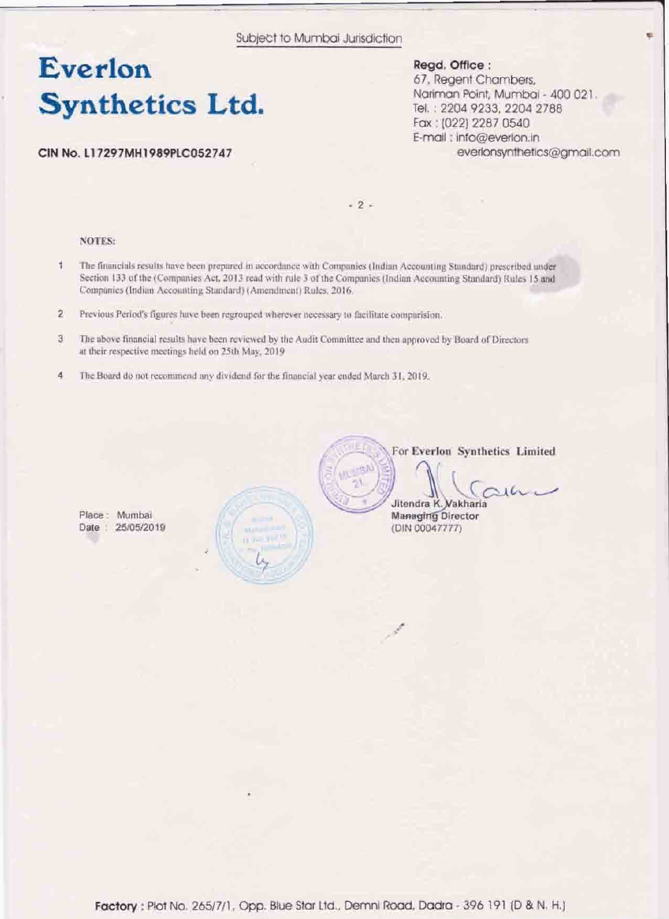Subject to Mumbai Jurisdiction

# Everlon Synthetics Ltd.

**CIN No. L17297MH1989PLC052747**

**Regd. Office :**
67, Regent Chambers,
Nariman Point, Mumbai - 400 021.
Tel. : 2204 9233, 2204 2788
Fax : (022) 2287 0540
E-mail : info@everlon.in
everlonsynthetics@gmail.com

**NOTES:**

1. The financials results have been prepared in accordance with Companies (Indian Accounting Standard) prescribed under Section 133 of the (Companies Act, 2013 read with rule 3 of the Companies (Indian Accounting Standard) Rules 15 and Companies (Indian Accounting Standard) (Amendment) Rules, 2016.
2. Previous Period's figures have been regrouped wherever necessary to facilitate comparision.
3. The above financial results have been reviewed by the Audit Committee and then approved by Board of Directors at their respective meetings held on 25th May, 2019
4. The Board do not recommend any dividend for the financial year ended March 31, 2019.

For Everlon Synthetics Limited

Jitendra K. Vakharia
Managing Director
(DIN 00047777)

Place : Mumbai
Date : 25/05/2019

**Factory** : Plot No. 265/7/1, Opp. Blue Star Ltd., Demni Road, Dadra - 396 191 (D & N. H.)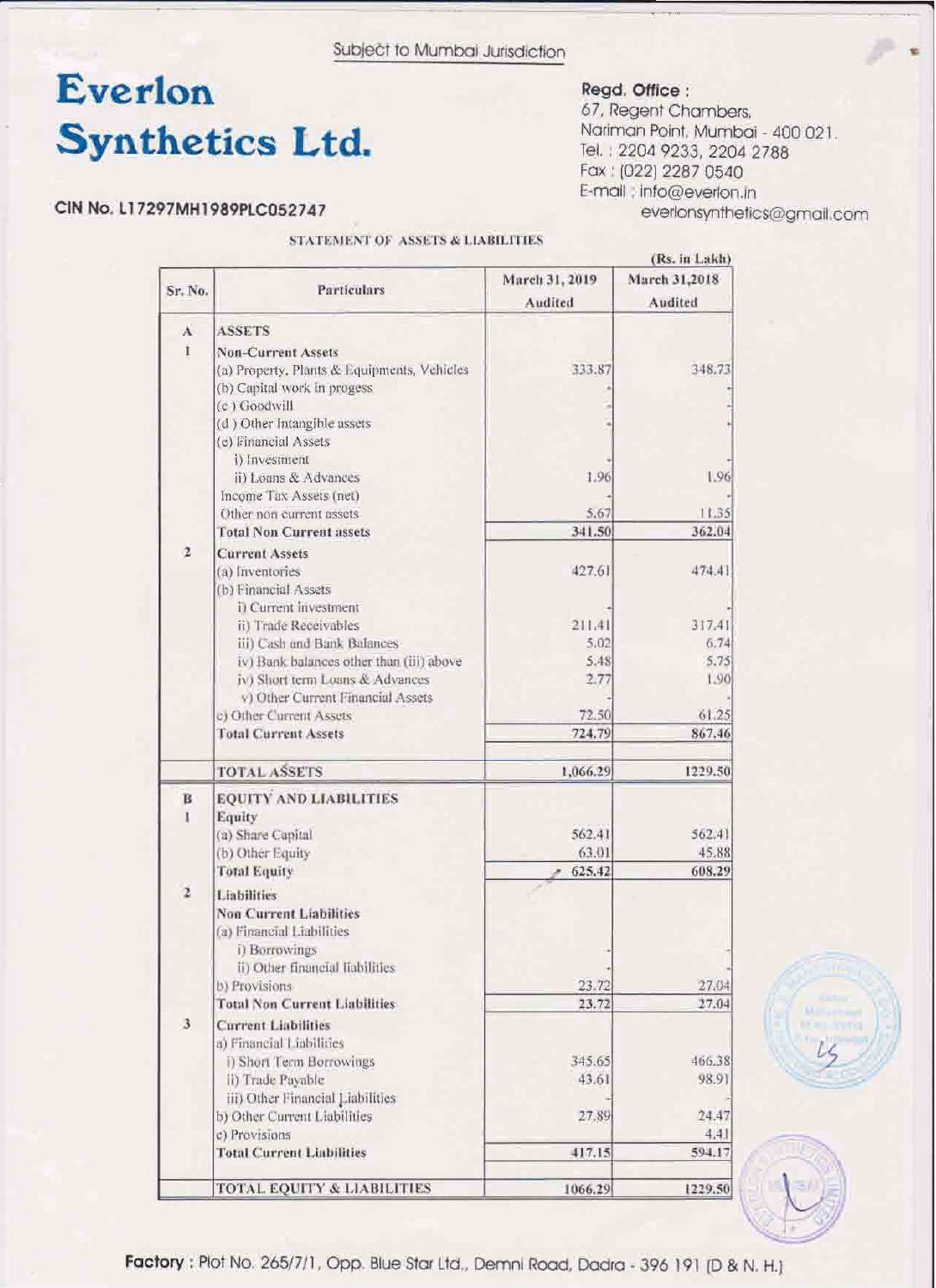Subject to Mumbai Jurisdiction

# Everlon Synthetics Ltd.

**CIN No. L17297MH1989PLC052747**

**Regd. Office :**
67, Regent Chambers,
Nariman Point, Mumbai - 400 021.
Tel. : 2204 9233, 2204 2788
Fax : (022) 2287 0540
E-mail : info@everlon.in
everlonsynthetics@gmail.com

## STATEMENT OF ASSETS & LIABILITIES

(Rs. in Lakh)

| Sr. No. | Particulars | March 31, 2019 Audited | March 31,2018 Audited |
|---|---|---|---|
| A | **ASSETS** | | |
| 1 | **Non-Current Assets** | | |
| | (a) Property, Plants & Equipments, Vehicles | 333.87 | 348.73 |
| | (b) Capital work in progess | - | - |
| | (c ) Goodwill | - | - |
| | (d ) Other Intangible assets | - | - |
| | (e) Financial Assets | | |
| | i) Investment | - | - |
| | ii) Loans & Advances | 1.96 | 1.96 |
| | Income Tax Assets (net) | - | - |
| | Other non current assets | 5.67 | 11.35 |
| | **Total Non Current assets** | 341.50 | 362.04 |
| 2 | **Current Assets** | | |
| | (a) Inventories | 427.61 | 474.41 |
| | (b) Financial Assets | | |
| | i) Current investment | - | - |
| | ii) Trade Receivables | 211.41 | 317.41 |
| | iii) Cash and Bank Balances | 5.02 | 6.74 |
| | iv) Bank balances other than (iii) above | 5.48 | 5.75 |
| | iv) Short term Loans & Advances | 2.77 | 1.90 |
| | v) Other Current Financial Assets | - | - |
| | c) Other Current Assets | 72.50 | 61.25 |
| | **Total Current Assets** | 724.79 | 867.46 |
| | **TOTAL ASSETS** | 1,066.29 | 1229.50 |
| B | **EQUITY AND LIABILITIES** | | |
| 1 | **Equity** | | |
| | (a) Share Capital | 562.41 | 562.41 |
| | (b) Other Equity | 63.01 | 45.88 |
| | **Total Equity** | 625.42 | 608.29 |
| 2 | **Liabilities** | | |
| | **Non Current Liabilities** | | |
| | (a) Financial Liabilities | | |
| | i) Borrowings | - | - |
| | ii) Other financial liabilities | - | - |
| | b) Provisions | 23.72 | 27.04 |
| | **Total Non Current Liabilities** | 23.72 | 27.04 |
| 3 | **Current Liabilities** | | |
| | a) Financial Liabilities | | |
| | i) Short Term Borrowings | 345.65 | 466.38 |
| | ii) Trade Payable | 43.61 | 98.91 |
| | iii) Other Financial Liabilities | - | - |
| | b) Other Current Liabilities | 27.89 | 24.47 |
| | c) Provisions | - | 4.41 |
| | **Total Current Liabilities** | 417.15 | 594.17 |
| | **TOTAL EQUITY & LIABILITIES** | 1066.29 | 1229.50 |

**Factory :** Plot No. 265/7/1, Opp. Blue Star Ltd., Demni Road, Dadra - 396 191 (D & N. H.)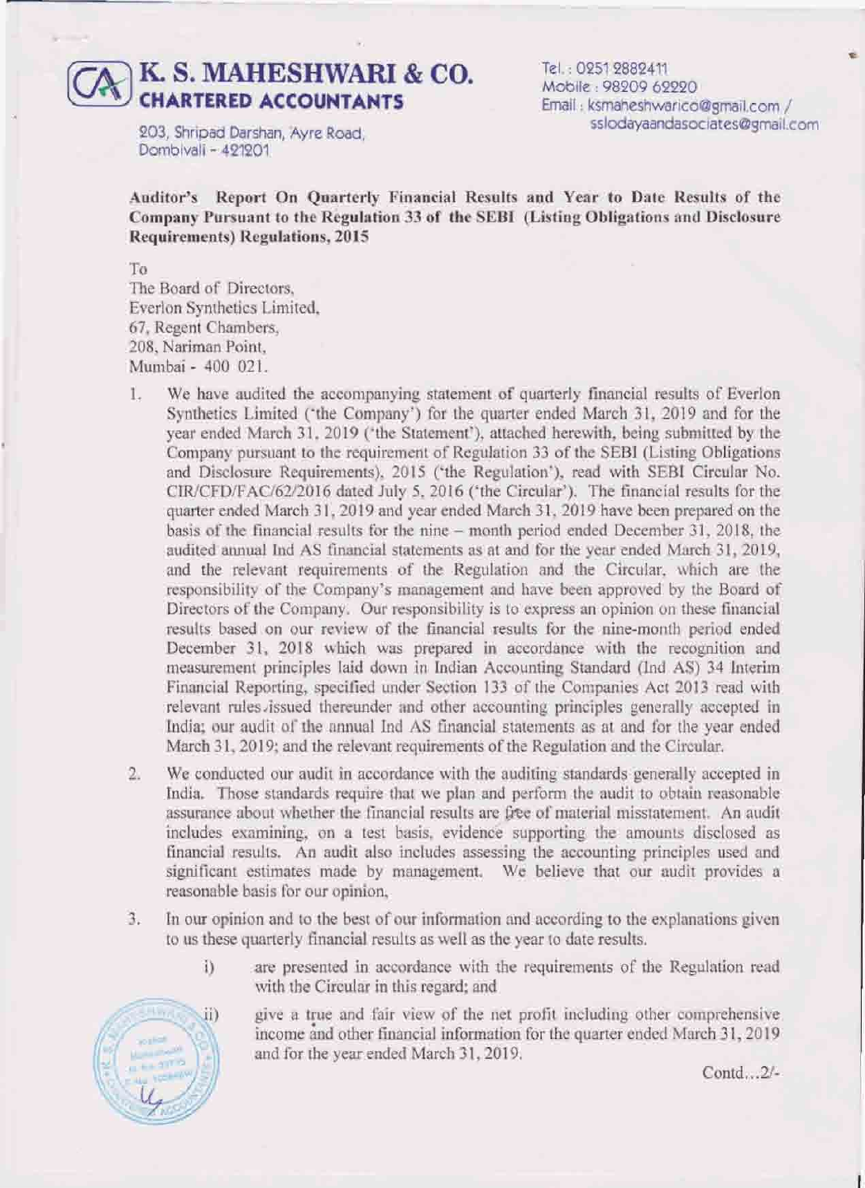# K. S. MAHESHWARI & CO.
**CHARTERED ACCOUNTANTS**

203, Shripad Darshan, Ayre Road,
Dombivali - 421201

Tel.: 0251 2882411
Mobile: 98209 62220
Email: ksmaheshwarico@gmail.com / sslodayaandasociates@gmail.com

**Auditor's Report On Quarterly Financial Results and Year to Date Results of the Company Pursuant to the Regulation 33 of the SEBI (Listing Obligations and Disclosure Requirements) Regulations, 2015**

To
The Board of Directors,
Everlon Synthetics Limited,
67, Regent Chambers,
208, Nariman Point,
Mumbai - 400 021.

1. We have audited the accompanying statement of quarterly financial results of Everlon Synthetics Limited ('the Company') for the quarter ended March 31, 2019 and for the year ended March 31, 2019 ('the Statement'), attached herewith, being submitted by the Company pursuant to the requirement of Regulation 33 of the SEBI (Listing Obligations and Disclosure Requirements), 2015 ('the Regulation'), read with SEBI Circular No. CIR/CFD/FAC/62/2016 dated July 5, 2016 ('the Circular'). The financial results for the quarter ended March 31, 2019 and year ended March 31, 2019 have been prepared on the basis of the financial results for the nine – month period ended December 31, 2018, the audited annual Ind AS financial statements as at and for the year ended March 31, 2019, and the relevant requirements of the Regulation and the Circular, which are the responsibility of the Company's management and have been approved by the Board of Directors of the Company. Our responsibility is to express an opinion on these financial results based on our review of the financial results for the nine-month period ended December 31, 2018 which was prepared in accordance with the recognition and measurement principles laid down in Indian Accounting Standard (Ind AS) 34 Interim Financial Reporting, specified under Section 133 of the Companies Act 2013 read with relevant rules issued thereunder and other accounting principles generally accepted in India; our audit of the annual Ind AS financial statements as at and for the year ended March 31, 2019; and the relevant requirements of the Regulation and the Circular.

2. We conducted our audit in accordance with the auditing standards generally accepted in India. Those standards require that we plan and perform the audit to obtain reasonable assurance about whether the financial results are free of material misstatement. An audit includes examining, on a test basis, evidence supporting the amounts disclosed as financial results. An audit also includes assessing the accounting principles used and significant estimates made by management. We believe that our audit provides a reasonable basis for our opinion,

3. In our opinion and to the best of our information and according to the explanations given to us these quarterly financial results as well as the year to date results.

    i) are presented in accordance with the requirements of the Regulation read with the Circular in this regard; and

    ii) give a true and fair view of the net profit including other comprehensive income and other financial information for the quarter ended March 31, 2019 and for the year ended March 31, 2019.

Contd...2/-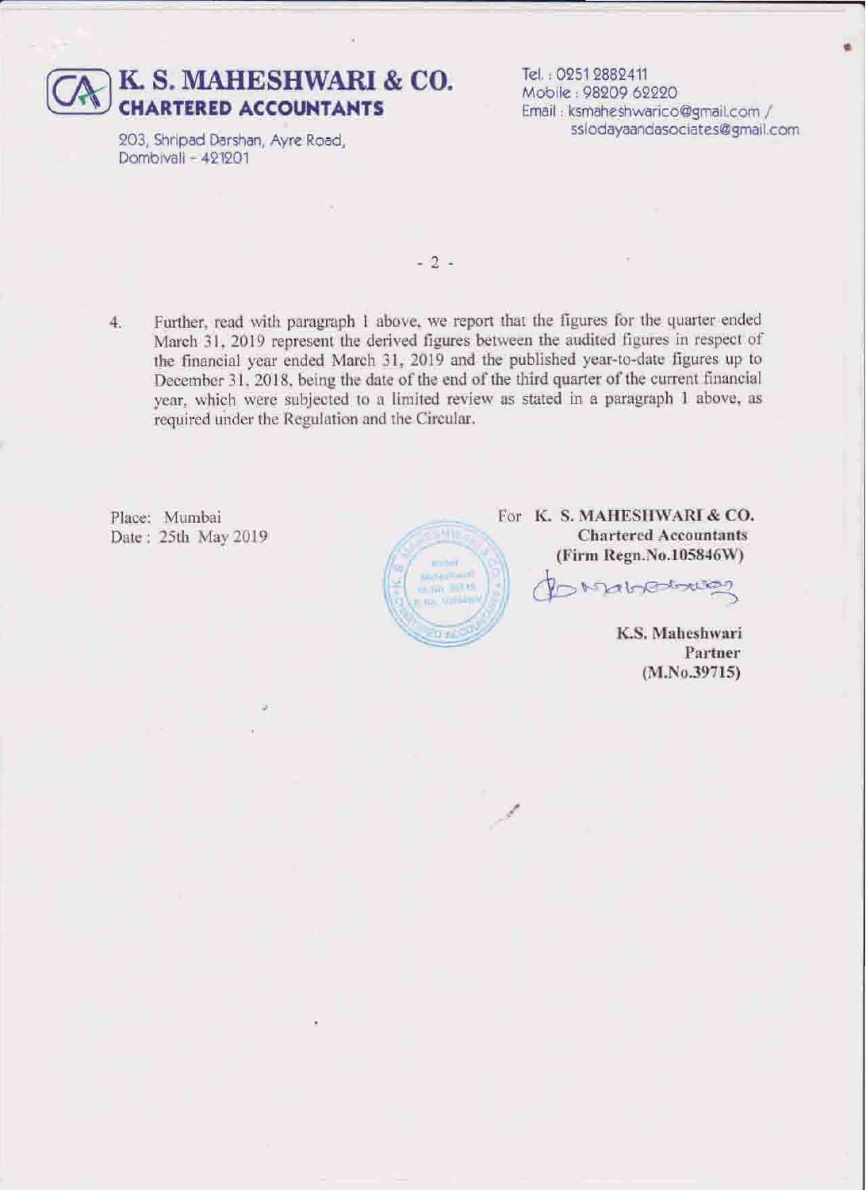# K. S. MAHESHWARI & CO.
**CHARTERED ACCOUNTANTS**

203, Shripad Darshan, Ayre Road,
Dombivali - 421201

Tel. : 0251 2882411
Mobile : 98209 62220
Email : ksmaheshwarico@gmail.com / sslodayaandasociates@gmail.com

4. Further, read with paragraph 1 above, we report that the figures for the quarter ended March 31, 2019 represent the derived figures between the audited figures in respect of the financial year ended March 31, 2019 and the published year-to-date figures up to December 31, 2018, being the date of the end of the third quarter of the current financial year, which were subjected to a limited review as stated in a paragraph 1 above, as required under the Regulation and the Circular.

Place: Mumbai
Date : 25th May 2019

For **K. S. MAHESHWARI & CO.**
**Chartered Accountants**
**(Firm Regn.No.105846W)**

**K.S. Maheshwari**
**Partner**
**(M.No.39715)**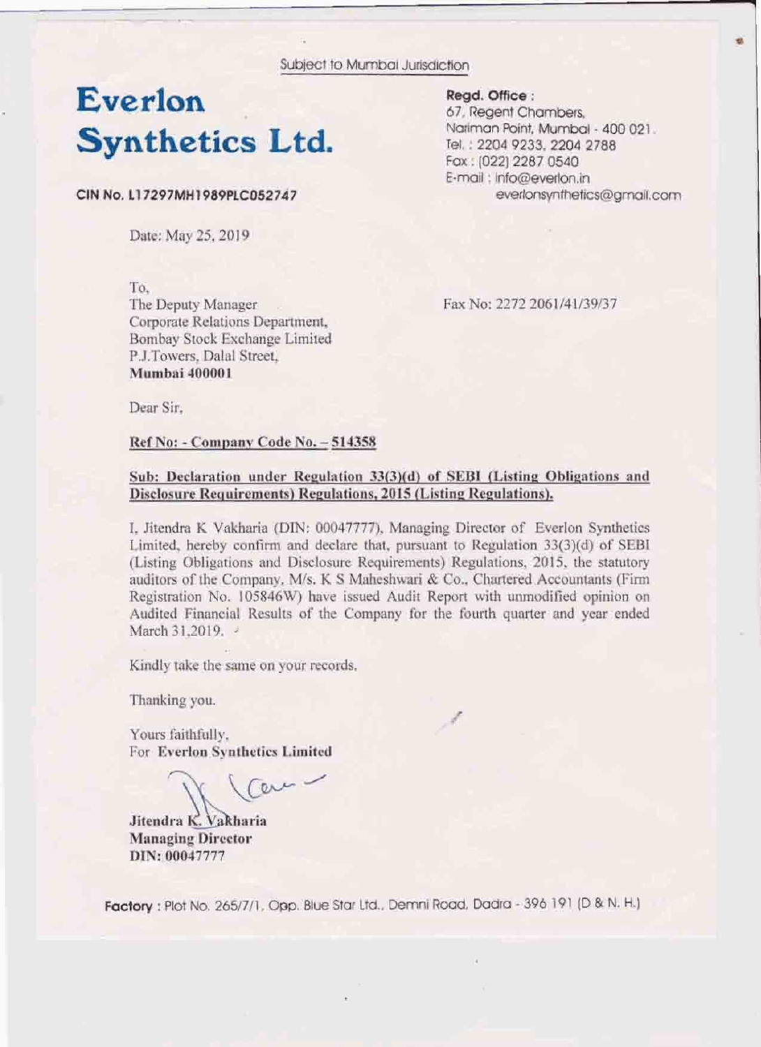Subject to Mumbai Jurisdiction

# Everlon Synthetics Ltd.

**CIN No. L17297MH1989PLC052747**

**Regd. Office :**
67, Regent Chambers,
Nariman Point, Mumbai - 400 021.
Tel. : 2204 9233, 2204 2788
Fax : (022) 2287 0540
E-mail : info@everlon.in
everlonsynthetics@gmail.com

Date: May 25, 2019

To,
The Deputy Manager
Corporate Relations Department,
Bombay Stock Exchange Limited
P.J.Towers, Dalal Street,
**Mumbai 400001**

Fax No: 2272 2061/41/39/37

Dear Sir,

**Ref No: - Company Code No. – 514358**

**Sub: Declaration under Regulation 33(3)(d) of SEBI (Listing Obligations and Disclosure Requirements) Regulations, 2015 (Listing Regulations).**

I, Jitendra K Vakharia (DIN: 00047777), Managing Director of Everlon Synthetics Limited, hereby confirm and declare that, pursuant to Regulation 33(3)(d) of SEBI (Listing Obligations and Disclosure Requirements) Regulations, 2015, the statutory auditors of the Company, M/s. K S Maheshwari & Co., Chartered Accountants (Firm Registration No. 105846W) have issued Audit Report with unmodified opinion on Audited Financial Results of the Company for the fourth quarter and year ended March 31,2019.

Kindly take the same on your records.

Thanking you.

Yours faithfully,
For **Everlon Synthetics Limited**

**Jitendra K. Vakharia**
**Managing Director**
**DIN: 00047777**

**Factory** : Plot No. 265/7/1, Opp. Blue Star Ltd., Demni Road, Dadra - 396 191 (D & N. H.)